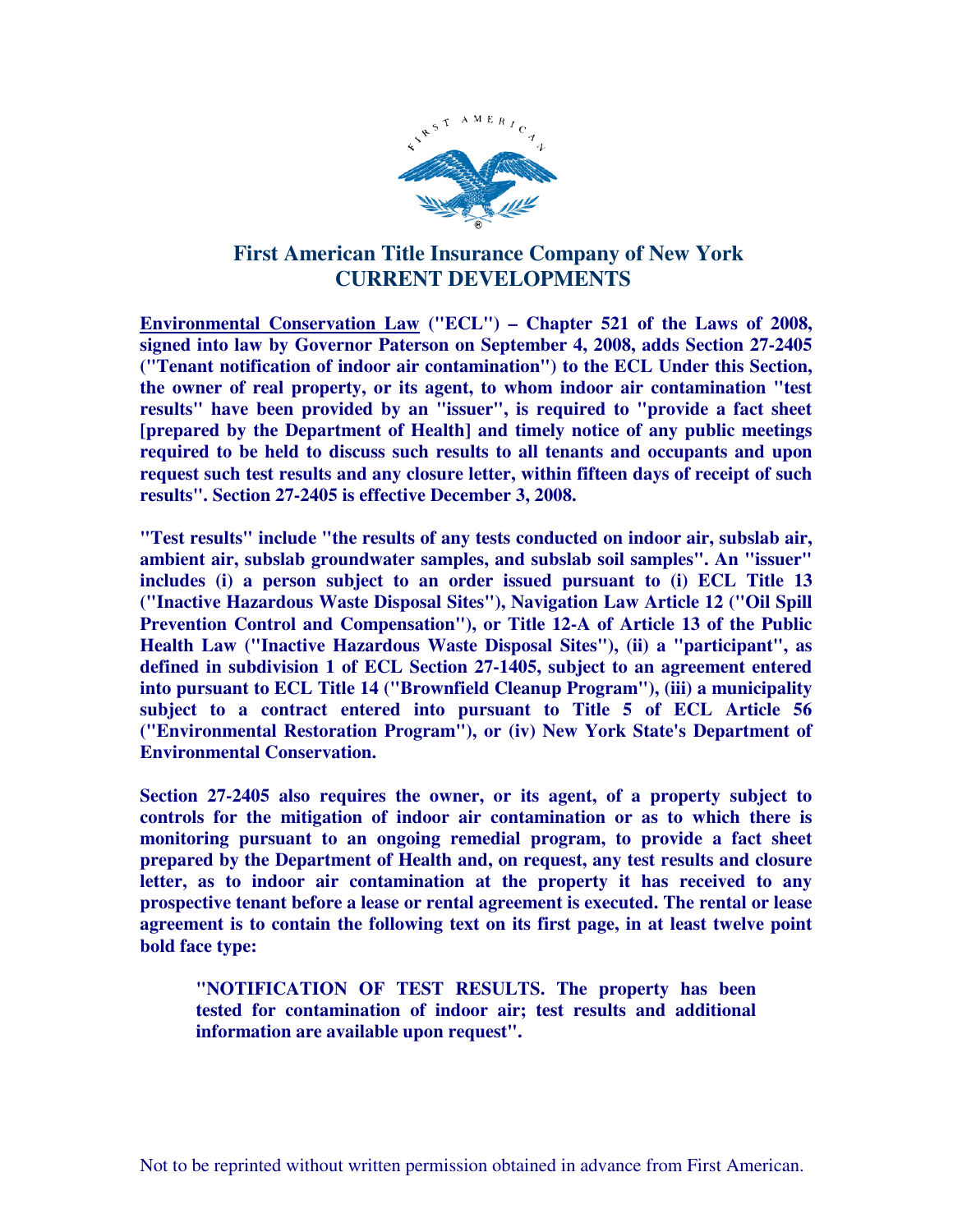# First American Title Insurance Company of New York
## CURRENT DEVELOPMENTS

**<u>Environmental Conservation Law</u> ("ECL") – Chapter 521 of the Laws of 2008, signed into law by Governor Paterson on September 4, 2008, adds Section 27-2405 ("Tenant notification of indoor air contamination") to the ECL Under this Section, the owner of real property, or its agent, to whom indoor air contamination "test results" have been provided by an "issuer", is required to "provide a fact sheet [prepared by the Department of Health] and timely notice of any public meetings required to be held to discuss such results to all tenants and occupants and upon request such test results and any closure letter, within fifteen days of receipt of such results". Section 27-2405 is effective December 3, 2008.**

**"Test results" include "the results of any tests conducted on indoor air, subslab air, ambient air, subslab groundwater samples, and subslab soil samples". An "issuer" includes (i) a person subject to an order issued pursuant to (i) ECL Title 13 ("Inactive Hazardous Waste Disposal Sites"), Navigation Law Article 12 ("Oil Spill Prevention Control and Compensation"), or Title 12-A of Article 13 of the Public Health Law ("Inactive Hazardous Waste Disposal Sites"), (ii) a "participant", as defined in subdivision 1 of ECL Section 27-1405, subject to an agreement entered into pursuant to ECL Title 14 ("Brownfield Cleanup Program"), (iii) a municipality subject to a contract entered into pursuant to Title 5 of ECL Article 56 ("Environmental Restoration Program"), or (iv) New York State's Department of Environmental Conservation.**

**Section 27-2405 also requires the owner, or its agent, of a property subject to controls for the mitigation of indoor air contamination or as to which there is monitoring pursuant to an ongoing remedial program, to provide a fact sheet prepared by the Department of Health and, on request, any test results and closure letter, as to indoor air contamination at the property it has received to any prospective tenant before a lease or rental agreement is executed. The rental or lease agreement is to contain the following text on its first page, in at least twelve point bold face type:**

> **"NOTIFICATION OF TEST RESULTS. The property has been tested for contamination of indoor air; test results and additional information are available upon request".**

Not to be reprinted without written permission obtained in advance from First American.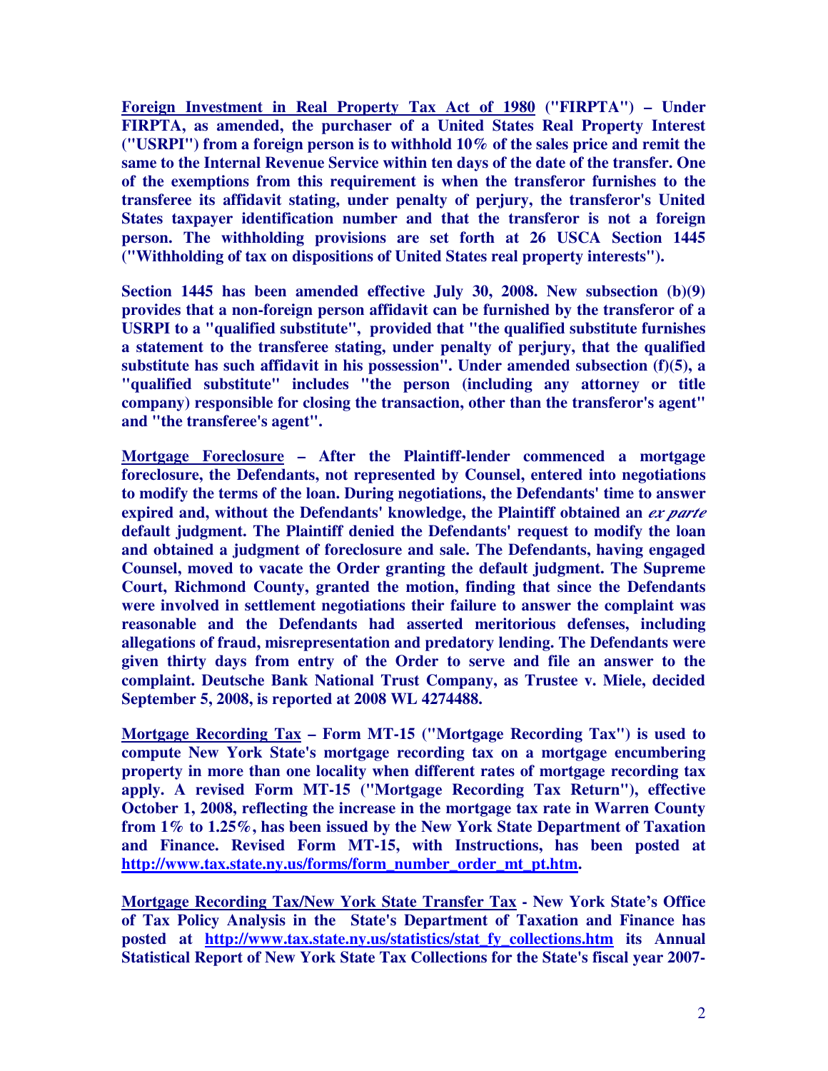**Foreign Investment in Real Property Tax Act of 1980 ("FIRPTA") – Under FIRPTA, as amended, the purchaser of a United States Real Property Interest ("USRPI") from a foreign person is to withhold 10% of the sales price and remit the same to the Internal Revenue Service within ten days of the date of the transfer. One of the exemptions from this requirement is when the transferor furnishes to the transferee its affidavit stating, under penalty of perjury, the transferor's United States taxpayer identification number and that the transferor is not a foreign person. The withholding provisions are set forth at 26 USCA Section 1445 ("Withholding of tax on dispositions of United States real property interests").**

**Section 1445 has been amended effective July 30, 2008. New subsection (b)(9) provides that a non-foreign person affidavit can be furnished by the transferor of a USRPI to a "qualified substitute", provided that "the qualified substitute furnishes a statement to the transferee stating, under penalty of perjury, that the qualified substitute has such affidavit in his possession". Under amended subsection (f)(5), a "qualified substitute" includes "the person (including any attorney or title company) responsible for closing the transaction, other than the transferor's agent" and "the transferee's agent".**

**Mortgage Foreclosure – After the Plaintiff-lender commenced a mortgage foreclosure, the Defendants, not represented by Counsel, entered into negotiations to modify the terms of the loan. During negotiations, the Defendants' time to answer expired and, without the Defendants' knowledge, the Plaintiff obtained an *ex parte* default judgment. The Plaintiff denied the Defendants' request to modify the loan and obtained a judgment of foreclosure and sale. The Defendants, having engaged Counsel, moved to vacate the Order granting the default judgment. The Supreme Court, Richmond County, granted the motion, finding that since the Defendants were involved in settlement negotiations their failure to answer the complaint was reasonable and the Defendants had asserted meritorious defenses, including allegations of fraud, misrepresentation and predatory lending. The Defendants were given thirty days from entry of the Order to serve and file an answer to the complaint. Deutsche Bank National Trust Company, as Trustee v. Miele, decided September 5, 2008, is reported at 2008 WL 4274488.**

**Mortgage Recording Tax – Form MT-15 ("Mortgage Recording Tax") is used to compute New York State's mortgage recording tax on a mortgage encumbering property in more than one locality when different rates of mortgage recording tax apply. A revised Form MT-15 ("Mortgage Recording Tax Return"), effective October 1, 2008, reflecting the increase in the mortgage tax rate in Warren County from 1% to 1.25%, has been issued by the New York State Department of Taxation and Finance. Revised Form MT-15, with Instructions, has been posted at http://www.tax.state.ny.us/forms/form_number_order_mt_pt.htm.**

**Mortgage Recording Tax/New York State Transfer Tax - New York State's Office of Tax Policy Analysis in the State's Department of Taxation and Finance has posted at http://www.tax.state.ny.us/statistics/stat_fy_collections.htm its Annual Statistical Report of New York State Tax Collections for the State's fiscal year 2007-**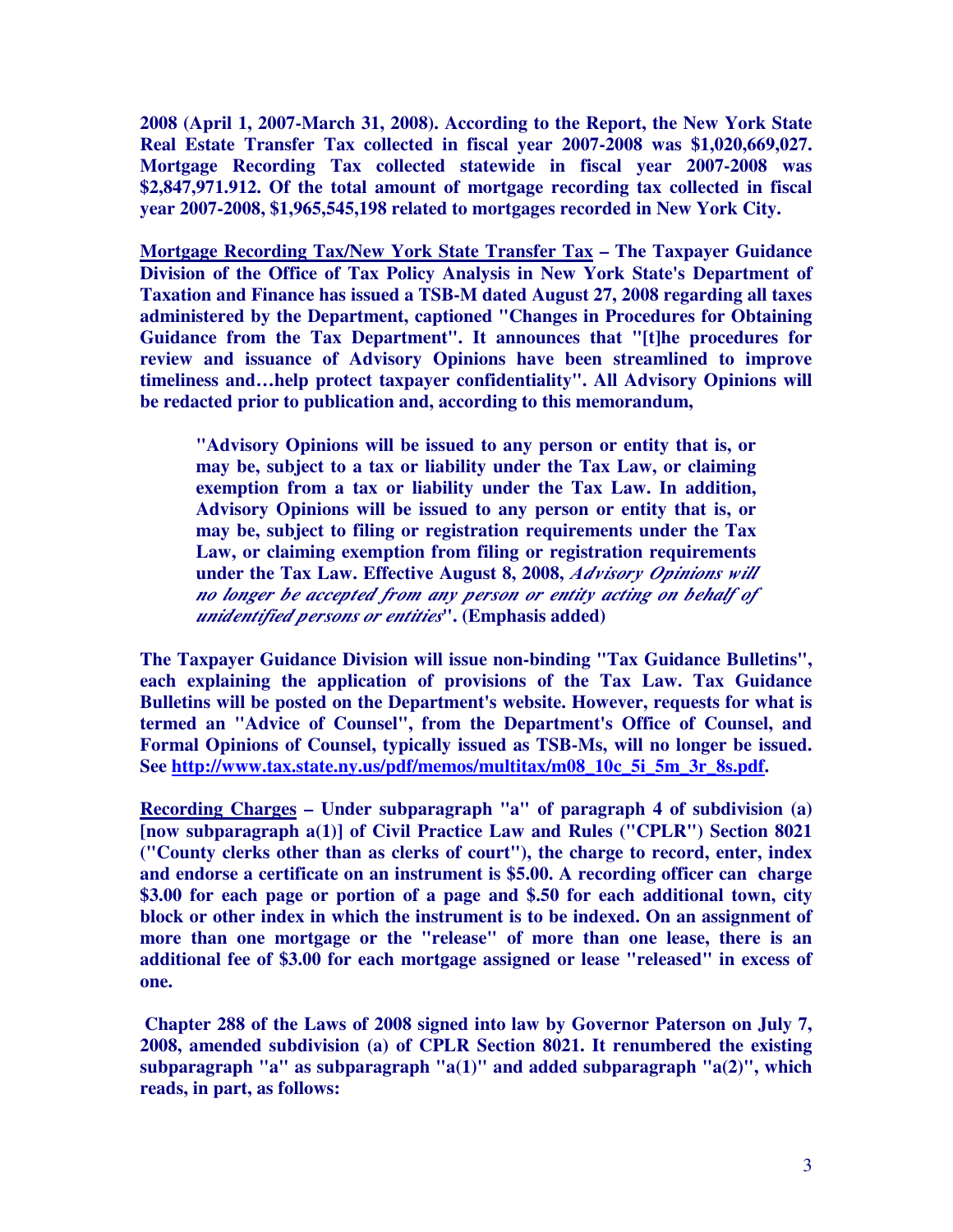**2008 (April 1, 2007-March 31, 2008). According to the Report, the New York State Real Estate Transfer Tax collected in fiscal year 2007-2008 was $1,020,669,027. Mortgage Recording Tax collected statewide in fiscal year 2007-2008 was $2,847,971.912. Of the total amount of mortgage recording tax collected in fiscal year 2007-2008, $1,965,545,198 related to mortgages recorded in New York City.**

**<u>Mortgage Recording Tax/New York State Transfer Tax</u> – The Taxpayer Guidance Division of the Office of Tax Policy Analysis in New York State's Department of Taxation and Finance has issued a TSB-M dated August 27, 2008 regarding all taxes administered by the Department, captioned "Changes in Procedures for Obtaining Guidance from the Tax Department". It announces that "[t]he procedures for review and issuance of Advisory Opinions have been streamlined to improve timeliness and…help protect taxpayer confidentiality". All Advisory Opinions will be redacted prior to publication and, according to this memorandum,**

> **"Advisory Opinions will be issued to any person or entity that is, or may be, subject to a tax or liability under the Tax Law, or claiming exemption from a tax or liability under the Tax Law. In addition, Advisory Opinions will be issued to any person or entity that is, or may be, subject to filing or registration requirements under the Tax Law, or claiming exemption from filing or registration requirements under the Tax Law. Effective August 8, 2008, *Advisory Opinions will no longer be accepted from any person or entity acting on behalf of unidentified persons or entities*". (Emphasis added)**

**The Taxpayer Guidance Division will issue non-binding "Tax Guidance Bulletins", each explaining the application of provisions of the Tax Law. Tax Guidance Bulletins will be posted on the Department's website. However, requests for what is termed an "Advice of Counsel", from the Department's Office of Counsel, and Formal Opinions of Counsel, typically issued as TSB-Ms, will no longer be issued. See [http://www.tax.state.ny.us/pdf/memos/multitax/m08_10c_5i_5m_3r_8s.pdf](http://www.tax.state.ny.us/pdf/memos/multitax/m08_10c_5i_5m_3r_8s.pdf).**

**<u>Recording Charges</u> – Under subparagraph "a" of paragraph 4 of subdivision (a) [now subparagraph a(1)] of Civil Practice Law and Rules ("CPLR") Section 8021 ("County clerks other than as clerks of court"), the charge to record, enter, index and endorse a certificate on an instrument is $5.00. A recording officer can charge $3.00 for each page or portion of a page and $.50 for each additional town, city block or other index in which the instrument is to be indexed. On an assignment of more than one mortgage or the "release" of more than one lease, there is an additional fee of $3.00 for each mortgage assigned or lease "released" in excess of one.**

**Chapter 288 of the Laws of 2008 signed into law by Governor Paterson on July 7, 2008, amended subdivision (a) of CPLR Section 8021. It renumbered the existing subparagraph "a" as subparagraph "a(1)" and added subparagraph "a(2)", which reads, in part, as follows:**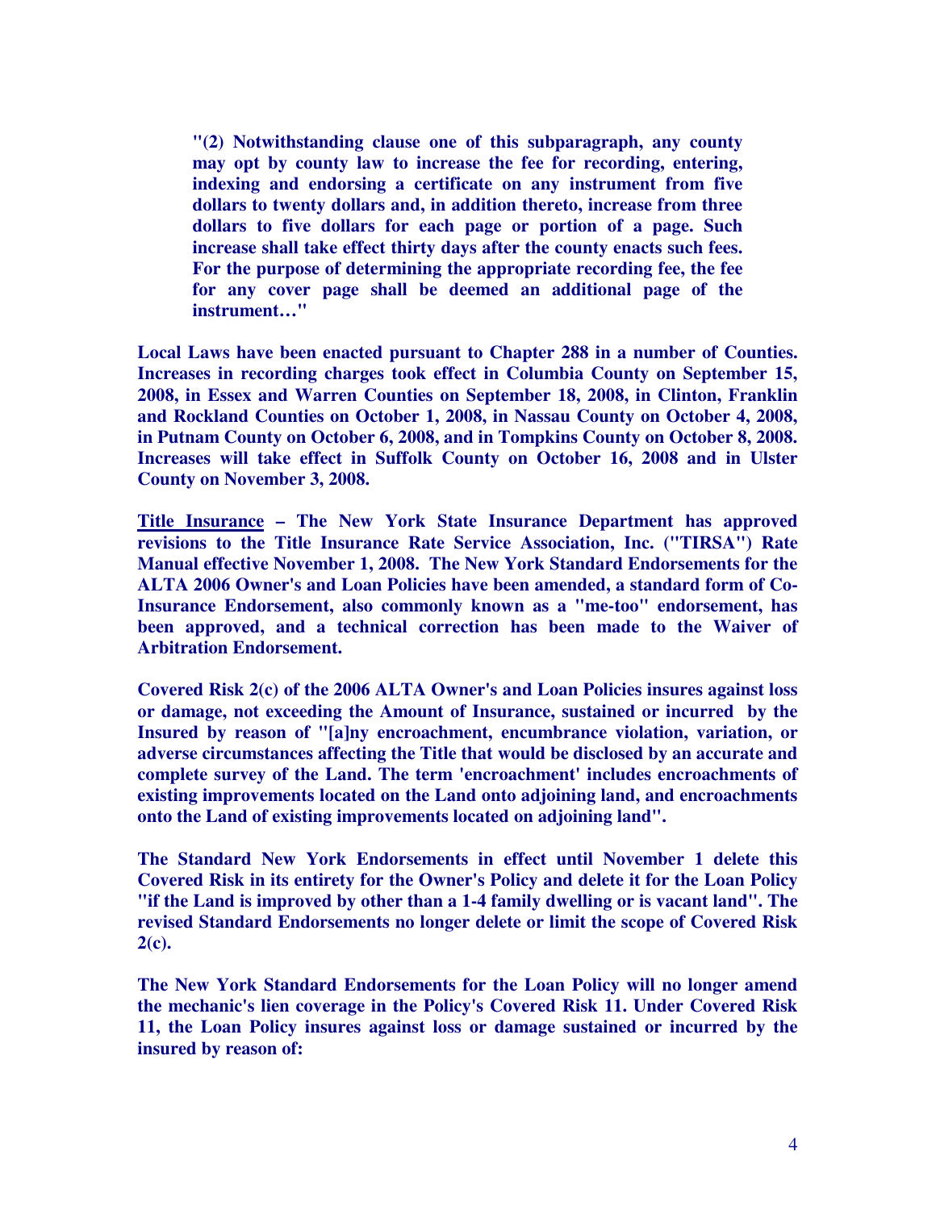**"(2) Notwithstanding clause one of this subparagraph, any county may opt by county law to increase the fee for recording, entering, indexing and endorsing a certificate on any instrument from five dollars to twenty dollars and, in addition thereto, increase from three dollars to five dollars for each page or portion of a page. Such increase shall take effect thirty days after the county enacts such fees. For the purpose of determining the appropriate recording fee, the fee for any cover page shall be deemed an additional page of the instrument…"**

**Local Laws have been enacted pursuant to Chapter 288 in a number of Counties. Increases in recording charges took effect in Columbia County on September 15, 2008, in Essex and Warren Counties on September 18, 2008, in Clinton, Franklin and Rockland Counties on October 1, 2008, in Nassau County on October 4, 2008, in Putnam County on October 6, 2008, and in Tompkins County on October 8, 2008. Increases will take effect in Suffolk County on October 16, 2008 and in Ulster County on November 3, 2008.**

**Title Insurance – The New York State Insurance Department has approved revisions to the Title Insurance Rate Service Association, Inc. ("TIRSA") Rate Manual effective November 1, 2008. The New York Standard Endorsements for the ALTA 2006 Owner's and Loan Policies have been amended, a standard form of Co-Insurance Endorsement, also commonly known as a "me-too" endorsement, has been approved, and a technical correction has been made to the Waiver of Arbitration Endorsement.**

**Covered Risk 2(c) of the 2006 ALTA Owner's and Loan Policies insures against loss or damage, not exceeding the Amount of Insurance, sustained or incurred by the Insured by reason of "[a]ny encroachment, encumbrance violation, variation, or adverse circumstances affecting the Title that would be disclosed by an accurate and complete survey of the Land. The term 'encroachment' includes encroachments of existing improvements located on the Land onto adjoining land, and encroachments onto the Land of existing improvements located on adjoining land".**

**The Standard New York Endorsements in effect until November 1 delete this Covered Risk in its entirety for the Owner's Policy and delete it for the Loan Policy "if the Land is improved by other than a 1-4 family dwelling or is vacant land". The revised Standard Endorsements no longer delete or limit the scope of Covered Risk 2(c).**

**The New York Standard Endorsements for the Loan Policy will no longer amend the mechanic's lien coverage in the Policy's Covered Risk 11. Under Covered Risk 11, the Loan Policy insures against loss or damage sustained or incurred by the insured by reason of:**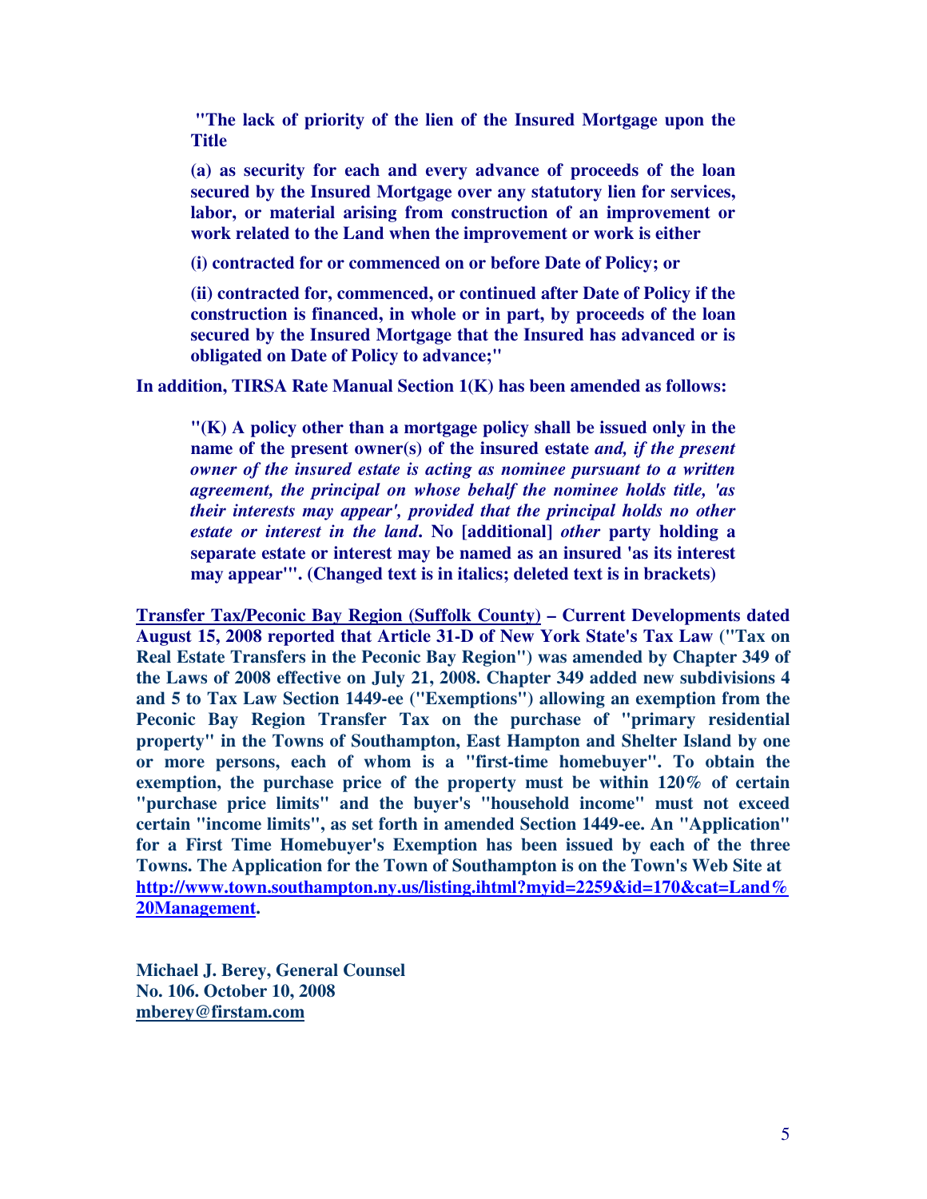> **"The lack of priority of the lien of the Insured Mortgage upon the Title**
>
> **(a) as security for each and every advance of proceeds of the loan secured by the Insured Mortgage over any statutory lien for services, labor, or material arising from construction of an improvement or work related to the Land when the improvement or work is either**
>
> **(i) contracted for or commenced on or before Date of Policy; or**
>
> **(ii) contracted for, commenced, or continued after Date of Policy if the construction is financed, in whole or in part, by proceeds of the loan secured by the Insured Mortgage that the Insured has advanced or is obligated on Date of Policy to advance;"**

**In addition, TIRSA Rate Manual Section 1(K) has been amended as follows:**

> **"(K) A policy other than a mortgage policy shall be issued only in the name of the present owner(s) of the insured estate *and, if the present owner of the insured estate is acting as nominee pursuant to a written agreement, the principal on whose behalf the nominee holds title, 'as their interests may appear', provided that the principal holds no other estate or interest in the land*. No [additional] *other* party holding a separate estate or interest may be named as an insured 'as its interest may appear'". (Changed text is in italics; deleted text is in brackets)**

**<u>Transfer Tax/Peconic Bay Region (Suffolk County)</u> – Current Developments dated August 15, 2008 reported that Article 31-D of New York State's Tax Law ("Tax on Real Estate Transfers in the Peconic Bay Region") was amended by Chapter 349 of the Laws of 2008 effective on July 21, 2008. Chapter 349 added new subdivisions 4 and 5 to Tax Law Section 1449-ee ("Exemptions") allowing an exemption from the Peconic Bay Region Transfer Tax on the purchase of "primary residential property" in the Towns of Southampton, East Hampton and Shelter Island by one or more persons, each of whom is a "first-time homebuyer". To obtain the exemption, the purchase price of the property must be within 120% of certain "purchase price limits" and the buyer's "household income" must not exceed certain "income limits", as set forth in amended Section 1449-ee. An "Application" for a First Time Homebuyer's Exemption has been issued by each of the three Towns. The Application for the Town of Southampton is on the Town's Web Site at [http://www.town.southampton.ny.us/listing.ihtml?myid=2259&id=170&cat=Land%20Management](http://www.town.southampton.ny.us/listing.ihtml?myid=2259&id=170&cat=Land%20Management).**

**Michael J. Berey, General Counsel**
**No. 106. October 10, 2008**
**[mberey@firstam.com](mailto:mberey@firstam.com)**